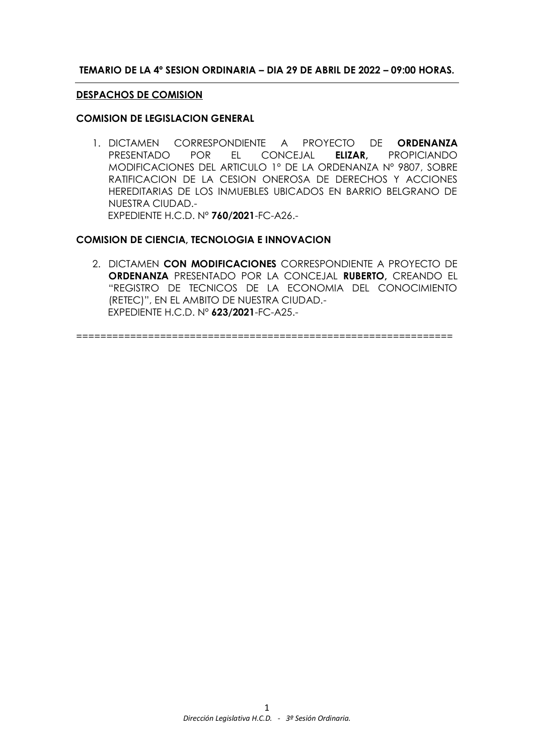**TEMARIO DE LA 4º SESION ORDINARIA – DIA 29 DE ABRIL DE 2022 – 09:00 HORAS.**

---

**DESPACHOS DE COMISION**

**COMISION DE LEGISLACION GENERAL**

1. DICTAMEN CORRESPONDIENTE A PROYECTO DE **ORDENANZA** PRESENTADO POR EL CONCEJAL **ELIZAR,** PROPICIANDO MODIFICACIONES DEL ARTICULO 1º DE LA ORDENANZA Nº 9807, SOBRE RATIFICACION DE LA CESION ONEROSA DE DERECHOS Y ACCIONES HEREDITARIAS DE LOS INMUEBLES UBICADOS EN BARRIO BELGRANO DE NUESTRA CIUDAD.-
   EXPEDIENTE H.C.D. Nº **760/2021**-FC-A26.-

**COMISION DE CIENCIA, TECNOLOGIA E INNOVACION**

2. DICTAMEN **CON MODIFICACIONES** CORRESPONDIENTE A PROYECTO DE **ORDENANZA** PRESENTADO POR LA CONCEJAL **RUBERTO,** CREANDO EL "REGISTRO DE TECNICOS DE LA ECONOMIA DEL CONOCIMIENTO (RETEC)", EN EL AMBITO DE NUESTRA CIUDAD.-
   EXPEDIENTE H.C.D. Nº **623/2021**-FC-A25.-

==============================================================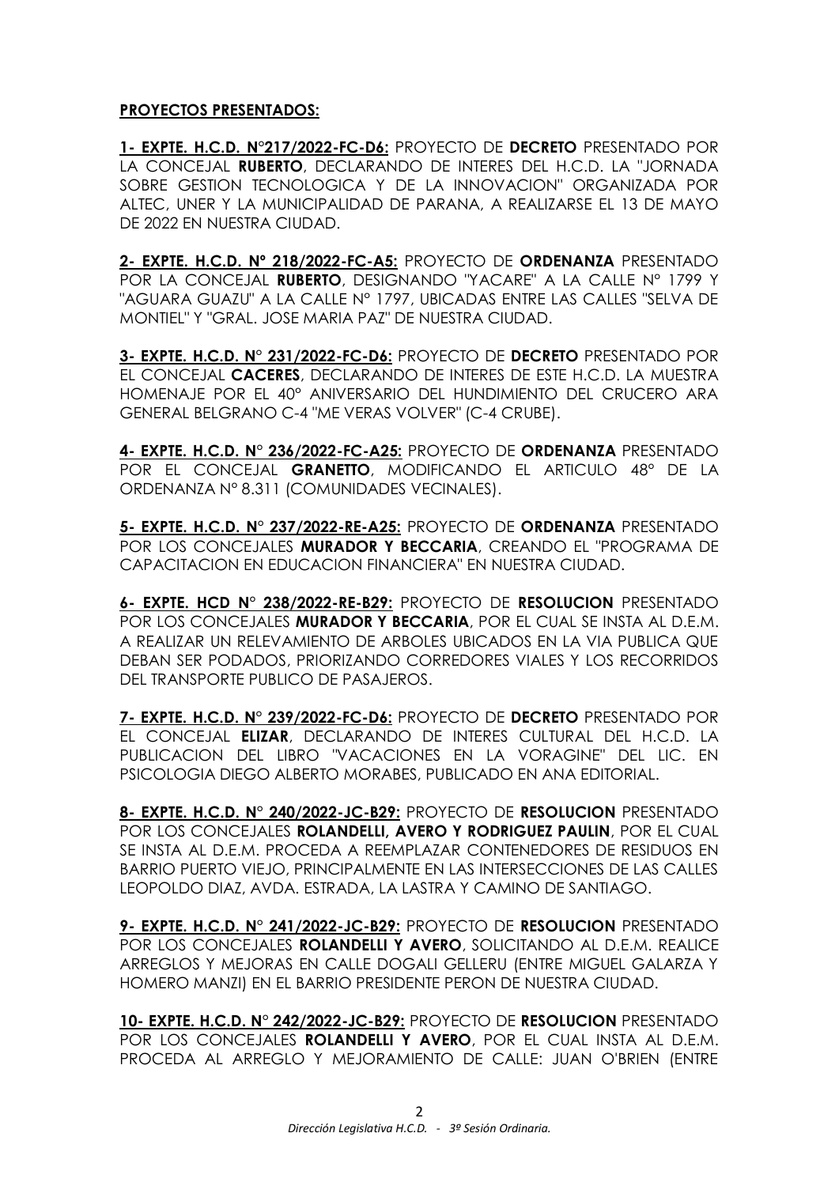**PROYECTOS PRESENTADOS:**

**1- EXPTE. H.C.D. N°217/2022-FC-D6:** PROYECTO DE **DECRETO** PRESENTADO POR LA CONCEJAL **RUBERTO**, DECLARANDO DE INTERES DEL H.C.D. LA "JORNADA SOBRE GESTION TECNOLOGICA Y DE LA INNOVACION" ORGANIZADA POR ALTEC, UNER Y LA MUNICIPALIDAD DE PARANA, A REALIZARSE EL 13 DE MAYO DE 2022 EN NUESTRA CIUDAD.

**2- EXPTE. H.C.D. Nº 218/2022-FC-A5:** PROYECTO DE **ORDENANZA** PRESENTADO POR LA CONCEJAL **RUBERTO**, DESIGNANDO "YACARE" A LA CALLE Nº 1799 Y "AGUARA GUAZU" A LA CALLE Nº 1797, UBICADAS ENTRE LAS CALLES "SELVA DE MONTIEL" Y "GRAL. JOSE MARIA PAZ" DE NUESTRA CIUDAD.

**3- EXPTE. H.C.D. N° 231/2022-FC-D6:** PROYECTO DE **DECRETO** PRESENTADO POR EL CONCEJAL **CACERES**, DECLARANDO DE INTERES DE ESTE H.C.D. LA MUESTRA HOMENAJE POR EL 40º ANIVERSARIO DEL HUNDIMIENTO DEL CRUCERO ARA GENERAL BELGRANO C-4 "ME VERAS VOLVER" (C-4 CRUBE).

**4- EXPTE. H.C.D. N° 236/2022-FC-A25:** PROYECTO DE **ORDENANZA** PRESENTADO POR EL CONCEJAL **GRANETTO**, MODIFICANDO EL ARTICULO 48º DE LA ORDENANZA Nº 8.311 (COMUNIDADES VECINALES).

**5- EXPTE. H.C.D. N° 237/2022-RE-A25:** PROYECTO DE **ORDENANZA** PRESENTADO POR LOS CONCEJALES **MURADOR Y BECCARIA**, CREANDO EL "PROGRAMA DE CAPACITACION EN EDUCACION FINANCIERA" EN NUESTRA CIUDAD.

**6- EXPTE. HCD N° 238/2022-RE-B29:** PROYECTO DE **RESOLUCION** PRESENTADO POR LOS CONCEJALES **MURADOR Y BECCARIA**, POR EL CUAL SE INSTA AL D.E.M. A REALIZAR UN RELEVAMIENTO DE ARBOLES UBICADOS EN LA VIA PUBLICA QUE DEBAN SER PODADOS, PRIORIZANDO CORREDORES VIALES Y LOS RECORRIDOS DEL TRANSPORTE PUBLICO DE PASAJEROS.

**7- EXPTE. H.C.D. N° 239/2022-FC-D6:** PROYECTO DE **DECRETO** PRESENTADO POR EL CONCEJAL **ELIZAR**, DECLARANDO DE INTERES CULTURAL DEL H.C.D. LA PUBLICACION DEL LIBRO "VACACIONES EN LA VORAGINE" DEL LIC. EN PSICOLOGIA DIEGO ALBERTO MORABES, PUBLICADO EN ANA EDITORIAL.

**8- EXPTE. H.C.D. N° 240/2022-JC-B29:** PROYECTO DE **RESOLUCION** PRESENTADO POR LOS CONCEJALES **ROLANDELLI, AVERO Y RODRIGUEZ PAULIN**, POR EL CUAL SE INSTA AL D.E.M. PROCEDA A REEMPLAZAR CONTENEDORES DE RESIDUOS EN BARRIO PUERTO VIEJO, PRINCIPALMENTE EN LAS INTERSECCIONES DE LAS CALLES LEOPOLDO DIAZ, AVDA. ESTRADA, LA LASTRA Y CAMINO DE SANTIAGO.

**9- EXPTE. H.C.D. N° 241/2022-JC-B29:** PROYECTO DE **RESOLUCION** PRESENTADO POR LOS CONCEJALES **ROLANDELLI Y AVERO**, SOLICITANDO AL D.E.M. REALICE ARREGLOS Y MEJORAS EN CALLE DOGALI GELLERU (ENTRE MIGUEL GALARZA Y HOMERO MANZI) EN EL BARRIO PRESIDENTE PERON DE NUESTRA CIUDAD.

**10- EXPTE. H.C.D. N° 242/2022-JC-B29:** PROYECTO DE **RESOLUCION** PRESENTADO POR LOS CONCEJALES **ROLANDELLI Y AVERO**, POR EL CUAL INSTA AL D.E.M. PROCEDA AL ARREGLO Y MEJORAMIENTO DE CALLE: JUAN O'BRIEN (ENTRE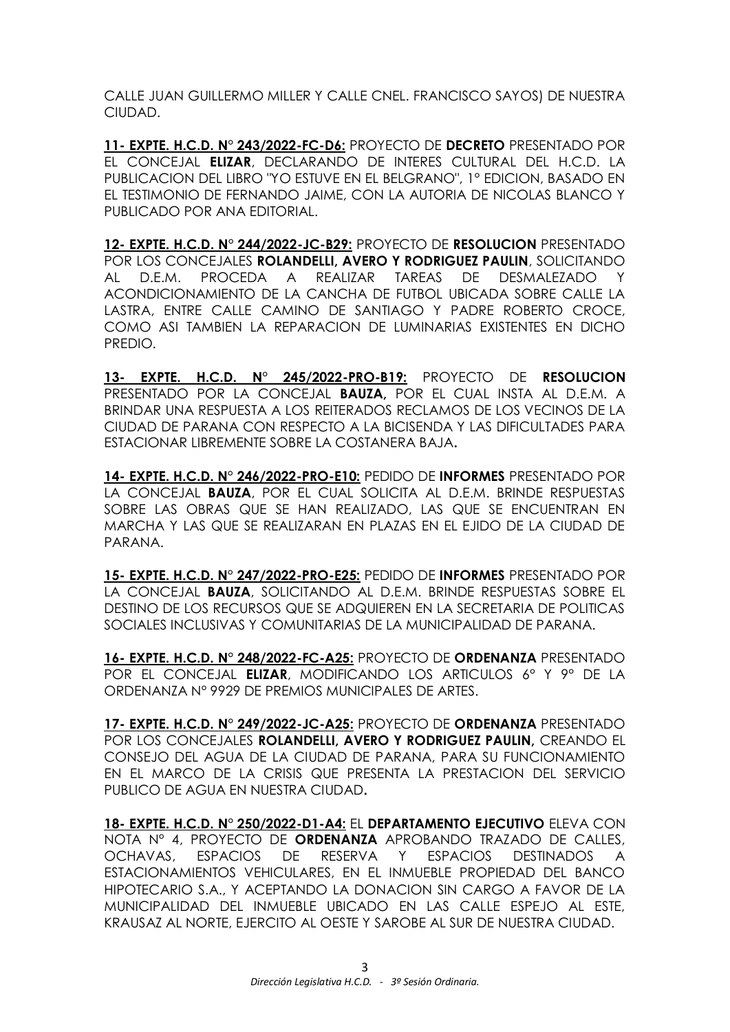CALLE JUAN GUILLERMO MILLER Y CALLE CNEL. FRANCISCO SAYOS) DE NUESTRA CIUDAD.

**11- EXPTE. H.C.D. N° 243/2022-FC-D6:** PROYECTO DE **DECRETO** PRESENTADO POR EL CONCEJAL **ELIZAR**, DECLARANDO DE INTERES CULTURAL DEL H.C.D. LA PUBLICACION DEL LIBRO "YO ESTUVE EN EL BELGRANO", 1° EDICION, BASADO EN EL TESTIMONIO DE FERNANDO JAIME, CON LA AUTORIA DE NICOLAS BLANCO Y PUBLICADO POR ANA EDITORIAL.

**12- EXPTE. H.C.D. N° 244/2022-JC-B29:** PROYECTO DE **RESOLUCION** PRESENTADO POR LOS CONCEJALES **ROLANDELLI, AVERO Y RODRIGUEZ PAULIN**, SOLICITANDO AL D.E.M. PROCEDA A REALIZAR TAREAS DE DESMALEZADO Y ACONDICIONAMIENTO DE LA CANCHA DE FUTBOL UBICADA SOBRE CALLE LA LASTRA, ENTRE CALLE CAMINO DE SANTIAGO Y PADRE ROBERTO CROCE, COMO ASI TAMBIEN LA REPARACION DE LUMINARIAS EXISTENTES EN DICHO PREDIO.

**13- EXPTE. H.C.D. N° 245/2022-PRO-B19:** PROYECTO DE **RESOLUCION** PRESENTADO POR LA CONCEJAL **BAUZA,** POR EL CUAL INSTA AL D.E.M. A BRINDAR UNA RESPUESTA A LOS REITERADOS RECLAMOS DE LOS VECINOS DE LA CIUDAD DE PARANA CON RESPECTO A LA BICISENDA Y LAS DIFICULTADES PARA ESTACIONAR LIBREMENTE SOBRE LA COSTANERA BAJA**.**

**14- EXPTE. H.C.D. N° 246/2022-PRO-E10:** PEDIDO DE **INFORMES** PRESENTADO POR LA CONCEJAL **BAUZA**, POR EL CUAL SOLICITA AL D.E.M. BRINDE RESPUESTAS SOBRE LAS OBRAS QUE SE HAN REALIZADO, LAS QUE SE ENCUENTRAN EN MARCHA Y LAS QUE SE REALIZARAN EN PLAZAS EN EL EJIDO DE LA CIUDAD DE PARANA.

**15- EXPTE. H.C.D. N° 247/2022-PRO-E25:** PEDIDO DE **INFORMES** PRESENTADO POR LA CONCEJAL **BAUZA**, SOLICITANDO AL D.E.M. BRINDE RESPUESTAS SOBRE EL DESTINO DE LOS RECURSOS QUE SE ADQUIEREN EN LA SECRETARIA DE POLITICAS SOCIALES INCLUSIVAS Y COMUNITARIAS DE LA MUNICIPALIDAD DE PARANA.

**16- EXPTE. H.C.D. N° 248/2022-FC-A25:** PROYECTO DE **ORDENANZA** PRESENTADO POR EL CONCEJAL **ELIZAR**, MODIFICANDO LOS ARTICULOS 6° Y 9° DE LA ORDENANZA N° 9929 DE PREMIOS MUNICIPALES DE ARTES.

**17- EXPTE. H.C.D. N° 249/2022-JC-A25:** PROYECTO DE **ORDENANZA** PRESENTADO POR LOS CONCEJALES **ROLANDELLI, AVERO Y RODRIGUEZ PAULIN,** CREANDO EL CONSEJO DEL AGUA DE LA CIUDAD DE PARANA, PARA SU FUNCIONAMIENTO EN EL MARCO DE LA CRISIS QUE PRESENTA LA PRESTACION DEL SERVICIO PUBLICO DE AGUA EN NUESTRA CIUDAD**.**

**18- EXPTE. H.C.D. N° 250/2022-D1-A4:** EL **DEPARTAMENTO EJECUTIVO** ELEVA CON NOTA N° 4, PROYECTO DE **ORDENANZA** APROBANDO TRAZADO DE CALLES, OCHAVAS, ESPACIOS DE RESERVA Y ESPACIOS DESTINADOS A ESTACIONAMIENTOS VEHICULARES, EN EL INMUEBLE PROPIEDAD DEL BANCO HIPOTECARIO S.A., Y ACEPTANDO LA DONACION SIN CARGO A FAVOR DE LA MUNICIPALIDAD DEL INMUEBLE UBICADO EN LAS CALLE ESPEJO AL ESTE, KRAUSAZ AL NORTE, EJERCITO AL OESTE Y SAROBE AL SUR DE NUESTRA CIUDAD.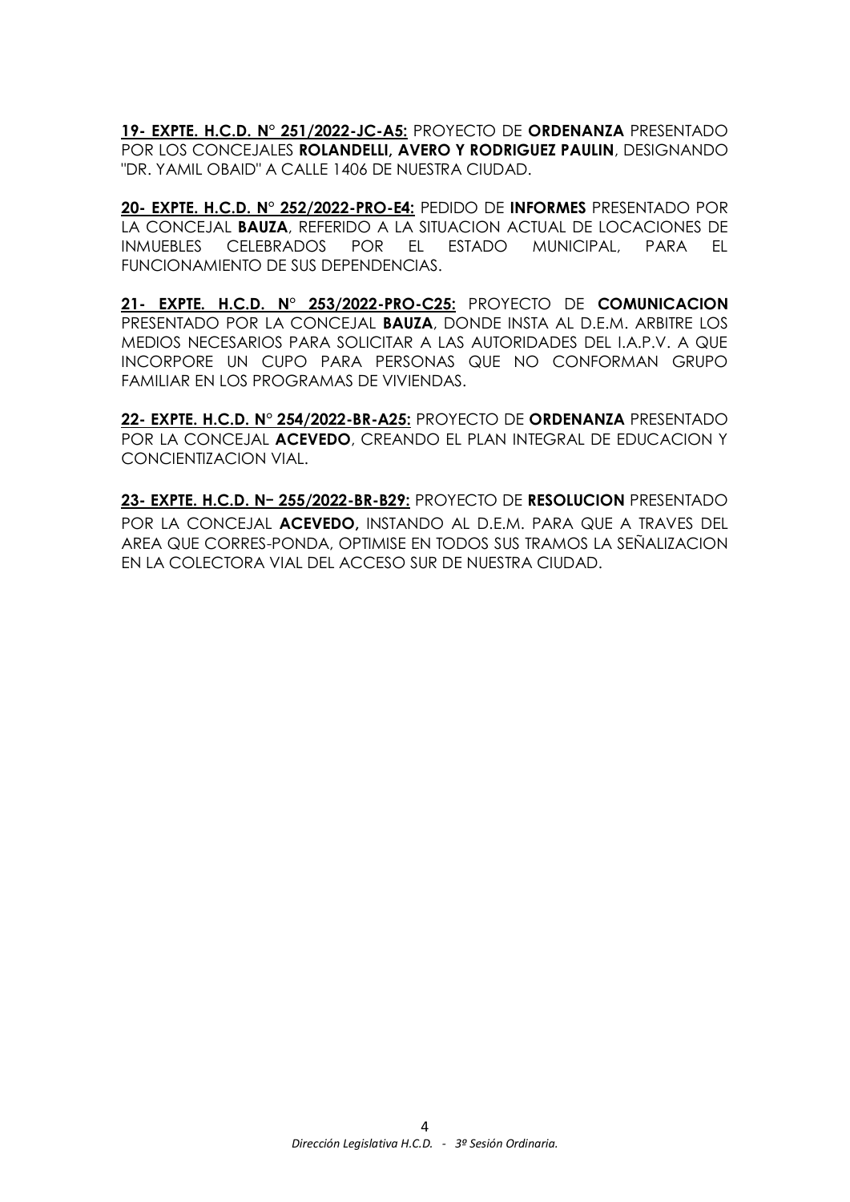**19- EXPTE. H.C.D. N° 251/2022-JC-A5:** PROYECTO DE **ORDENANZA** PRESENTADO POR LOS CONCEJALES **ROLANDELLI, AVERO Y RODRIGUEZ PAULIN**, DESIGNANDO "DR. YAMIL OBAID" A CALLE 1406 DE NUESTRA CIUDAD.

**20- EXPTE. H.C.D. N° 252/2022-PRO-E4:** PEDIDO DE **INFORMES** PRESENTADO POR LA CONCEJAL **BAUZA**, REFERIDO A LA SITUACION ACTUAL DE LOCACIONES DE INMUEBLES CELEBRADOS POR EL ESTADO MUNICIPAL, PARA EL FUNCIONAMIENTO DE SUS DEPENDENCIAS.

**21- EXPTE. H.C.D. N° 253/2022-PRO-C25:** PROYECTO DE **COMUNICACION** PRESENTADO POR LA CONCEJAL **BAUZA**, DONDE INSTA AL D.E.M. ARBITRE LOS MEDIOS NECESARIOS PARA SOLICITAR A LAS AUTORIDADES DEL I.A.P.V. A QUE INCORPORE UN CUPO PARA PERSONAS QUE NO CONFORMAN GRUPO FAMILIAR EN LOS PROGRAMAS DE VIVIENDAS.

**22- EXPTE. H.C.D. N° 254/2022-BR-A25:** PROYECTO DE **ORDENANZA** PRESENTADO POR LA CONCEJAL **ACEVEDO**, CREANDO EL PLAN INTEGRAL DE EDUCACION Y CONCIENTIZACION VIAL.

**23- EXPTE. H.C.D. N– 255/2022-BR-B29:** PROYECTO DE **RESOLUCION** PRESENTADO POR LA CONCEJAL **ACEVEDO,** INSTANDO AL D.E.M. PARA QUE A TRAVES DEL AREA QUE CORRES-PONDA, OPTIMISE EN TODOS SUS TRAMOS LA SEÑALIZACION EN LA COLECTORA VIAL DEL ACCESO SUR DE NUESTRA CIUDAD.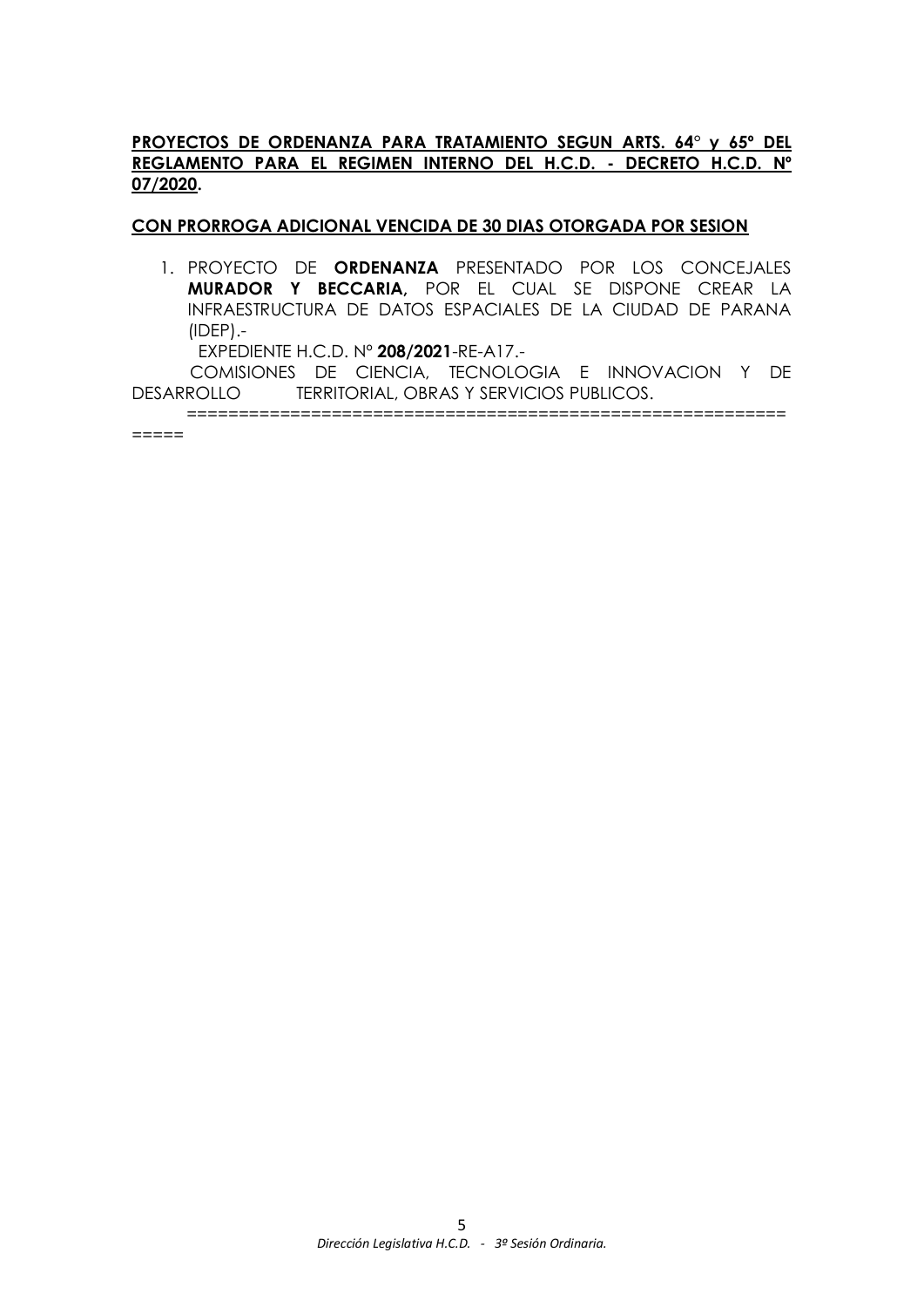**<u>PROYECTOS DE ORDENANZA PARA TRATAMIENTO SEGUN ARTS. 64° y 65º DEL REGLAMENTO PARA EL REGIMEN INTERNO DEL H.C.D. - DECRETO H.C.D. Nº 07/2020</u>.**

**<u>CON PRORROGA ADICIONAL VENCIDA DE 30 DIAS OTORGADA POR SESION</u>**

1. PROYECTO DE **ORDENANZA** PRESENTADO POR LOS CONCEJALES **MURADOR Y BECCARIA,** POR EL CUAL SE DISPONE CREAR LA INFRAESTRUCTURA DE DATOS ESPACIALES DE LA CIUDAD DE PARANA (IDEP).-

   EXPEDIENTE H.C.D. Nº **208/2021**-RE-A17.-

   COMISIONES DE CIENCIA, TECNOLOGIA E INNOVACION Y DE DESARROLLO TERRITORIAL, OBRAS Y SERVICIOS PUBLICOS.

============================================================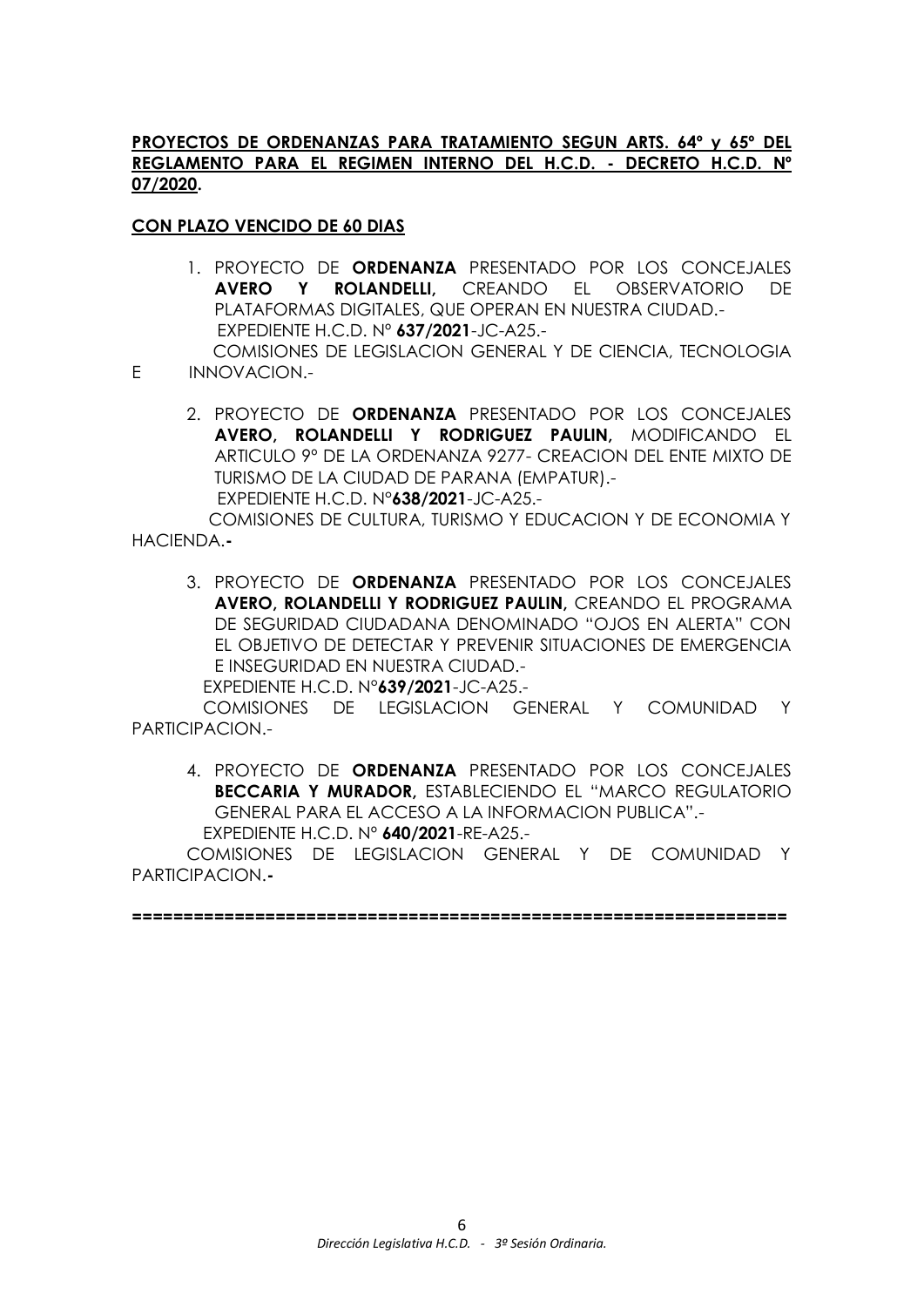**PROYECTOS DE ORDENANZAS PARA TRATAMIENTO SEGUN ARTS. 64º y 65º DEL REGLAMENTO PARA EL REGIMEN INTERNO DEL H.C.D. - DECRETO H.C.D. Nº 07/2020.**

**CON PLAZO VENCIDO DE 60 DIAS**

1. PROYECTO DE **ORDENANZA** PRESENTADO POR LOS CONCEJALES **AVERO Y ROLANDELLI**, CREANDO EL OBSERVATORIO DE PLATAFORMAS DIGITALES, QUE OPERAN EN NUESTRA CIUDAD.-
   EXPEDIENTE H.C.D. Nº **637/2021**-JC-A25.-
   COMISIONES DE LEGISLACION GENERAL Y DE CIENCIA, TECNOLOGIA E INNOVACION.-

2. PROYECTO DE **ORDENANZA** PRESENTADO POR LOS CONCEJALES **AVERO, ROLANDELLI Y RODRIGUEZ PAULIN,** MODIFICANDO EL ARTICULO 9º DE LA ORDENANZA 9277- CREACION DEL ENTE MIXTO DE TURISMO DE LA CIUDAD DE PARANA (EMPATUR).-
   EXPEDIENTE H.C.D. Nº**638/2021**-JC-A25.-
   COMISIONES DE CULTURA, TURISMO Y EDUCACION Y DE ECONOMIA Y HACIENDA.**-**

3. PROYECTO DE **ORDENANZA** PRESENTADO POR LOS CONCEJALES **AVERO, ROLANDELLI Y RODRIGUEZ PAULIN,** CREANDO EL PROGRAMA DE SEGURIDAD CIUDADANA DENOMINADO "OJOS EN ALERTA" CON EL OBJETIVO DE DETECTAR Y PREVENIR SITUACIONES DE EMERGENCIA E INSEGURIDAD EN NUESTRA CIUDAD.-
   EXPEDIENTE H.C.D. Nº**639/2021**-JC-A25.-
   COMISIONES DE LEGISLACION GENERAL Y COMUNIDAD Y PARTICIPACION.-

4. PROYECTO DE **ORDENANZA** PRESENTADO POR LOS CONCEJALES **BECCARIA Y MURADOR,** ESTABLECIENDO EL "MARCO REGULATORIO GENERAL PARA EL ACCESO A LA INFORMACION PUBLICA".-
   EXPEDIENTE H.C.D. Nº **640/2021**-RE-A25.-
   COMISIONES DE LEGISLACION GENERAL Y DE COMUNIDAD Y PARTICIPACION.**-**

**==============================================================**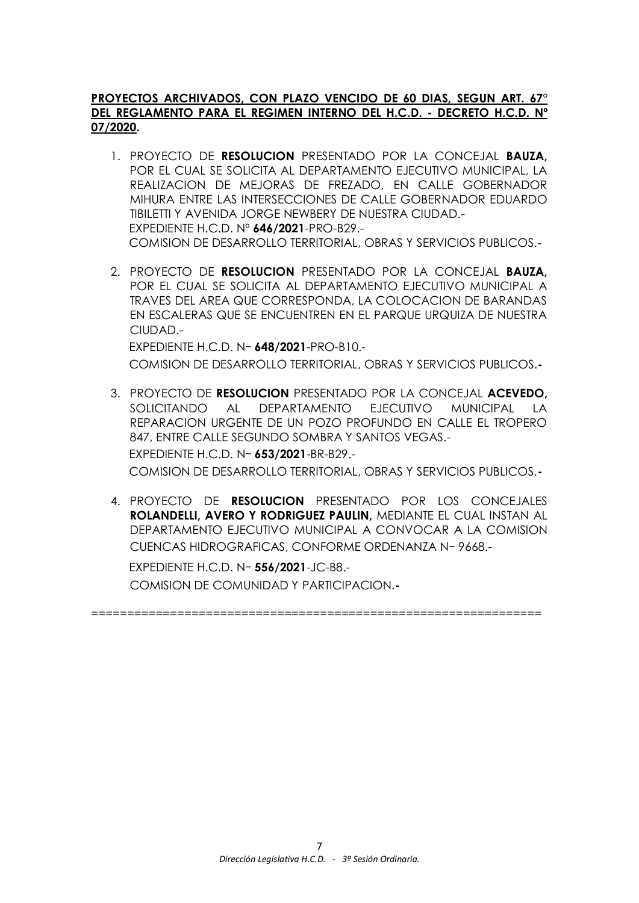**PROYECTOS ARCHIVADOS, CON PLAZO VENCIDO DE 60 DIAS, SEGUN ART. 67° DEL REGLAMENTO PARA EL REGIMEN INTERNO DEL H.C.D. - DECRETO H.C.D. Nº 07/2020.**

1. PROYECTO DE **RESOLUCION** PRESENTADO POR LA CONCEJAL **BAUZA,** POR EL CUAL SE SOLICITA AL DEPARTAMENTO EJECUTIVO MUNICIPAL, LA REALIZACION DE MEJORAS DE FREZADO, EN CALLE GOBERNADOR MIHURA ENTRE LAS INTERSECCIONES DE CALLE GOBERNADOR EDUARDO TIBILETTI Y AVENIDA JORGE NEWBERY DE NUESTRA CIUDAD.-
   EXPEDIENTE H.C.D. Nº **646/2021**-PRO-B29.-
   COMISION DE DESARROLLO TERRITORIAL, OBRAS Y SERVICIOS PUBLICOS.-

2. PROYECTO DE **RESOLUCION** PRESENTADO POR LA CONCEJAL **BAUZA,** POR EL CUAL SE SOLICITA AL DEPARTAMENTO EJECUTIVO MUNICIPAL A TRAVES DEL AREA QUE CORRESPONDA, LA COLOCACION DE BARANDAS EN ESCALERAS QUE SE ENCUENTREN EN EL PARQUE URQUIZA DE NUESTRA CIUDAD.-
   EXPEDIENTE H.C.D. N− **648/2021**-PRO-B10.-
   COMISION DE DESARROLLO TERRITORIAL, OBRAS Y SERVICIOS PUBLICOS.-

3. PROYECTO DE **RESOLUCION** PRESENTADO POR LA CONCEJAL **ACEVEDO,** SOLICITANDO AL DEPARTAMENTO EJECUTIVO MUNICIPAL LA REPARACION URGENTE DE UN POZO PROFUNDO EN CALLE EL TROPERO 847, ENTRE CALLE SEGUNDO SOMBRA Y SANTOS VEGAS.-
   EXPEDIENTE H.C.D. N− **653/2021**-BR-B29.-
   COMISION DE DESARROLLO TERRITORIAL, OBRAS Y SERVICIOS PUBLICOS.-

4. PROYECTO DE **RESOLUCION** PRESENTADO POR LOS CONCEJALES **ROLANDELLI, AVERO Y RODRIGUEZ PAULIN,** MEDIANTE EL CUAL INSTAN AL DEPARTAMENTO EJECUTIVO MUNICIPAL A CONVOCAR A LA COMISION CUENCAS HIDROGRAFICAS, CONFORME ORDENANZA N− 9668.-
   EXPEDIENTE H.C.D. N− **556/2021**-JC-B8.-
   COMISION DE COMUNIDAD Y PARTICIPACION.-

==============================================================